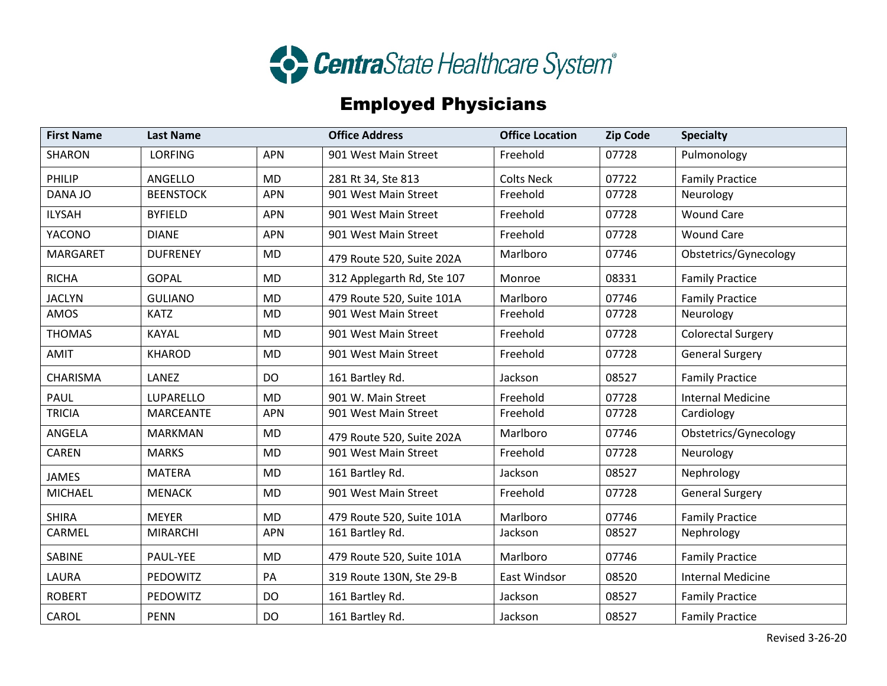# CentraState Healthcare System

## Employed Physicians

| First Name | Last Name | | Office Address | Office Location | Zip Code | Specialty |
|---|---|---|---|---|---|---|
| SHARON | LORFING | APN | 901 West Main Street | Freehold | 07728 | Pulmonology |
| PHILIP | ANGELLO | MD | 281 Rt 34, Ste 813 | Colts Neck | 07722 | Family Practice |
| DANA JO | BEENSTOCK | APN | 901 West Main Street | Freehold | 07728 | Neurology |
| ILYSAH | BYFIELD | APN | 901 West Main Street | Freehold | 07728 | Wound Care |
| YACONO | DIANE | APN | 901 West Main Street | Freehold | 07728 | Wound Care |
| MARGARET | DUFRENEY | MD | 479 Route 520, Suite 202A | Marlboro | 07746 | Obstetrics/Gynecology |
| RICHA | GOPAL | MD | 312 Applegarth Rd, Ste 107 | Monroe | 08331 | Family Practice |
| JACLYN | GULIANO | MD | 479 Route 520, Suite 101A | Marlboro | 07746 | Family Practice |
| AMOS | KATZ | MD | 901 West Main Street | Freehold | 07728 | Neurology |
| THOMAS | KAYAL | MD | 901 West Main Street | Freehold | 07728 | Colorectal Surgery |
| AMIT | KHAROD | MD | 901 West Main Street | Freehold | 07728 | General Surgery |
| CHARISMA | LANEZ | DO | 161 Bartley Rd. | Jackson | 08527 | Family Practice |
| PAUL | LUPARELLO | MD | 901 W. Main Street | Freehold | 07728 | Internal Medicine |
| TRICIA | MARCEANTE | APN | 901 West Main Street | Freehold | 07728 | Cardiology |
| ANGELA | MARKMAN | MD | 479 Route 520, Suite 202A | Marlboro | 07746 | Obstetrics/Gynecology |
| CAREN | MARKS | MD | 901 West Main Street | Freehold | 07728 | Neurology |
| JAMES | MATERA | MD | 161 Bartley Rd. | Jackson | 08527 | Nephrology |
| MICHAEL | MENACK | MD | 901 West Main Street | Freehold | 07728 | General Surgery |
| SHIRA | MEYER | MD | 479 Route 520, Suite 101A | Marlboro | 07746 | Family Practice |
| CARMEL | MIRARCHI | APN | 161 Bartley Rd. | Jackson | 08527 | Nephrology |
| SABINE | PAUL-YEE | MD | 479 Route 520, Suite 101A | Marlboro | 07746 | Family Practice |
| LAURA | PEDOWITZ | PA | 319 Route 130N, Ste 29-B | East Windsor | 08520 | Internal Medicine |
| ROBERT | PEDOWITZ | DO | 161 Bartley Rd. | Jackson | 08527 | Family Practice |
| CAROL | PENN | DO | 161 Bartley Rd. | Jackson | 08527 | Family Practice |

Revised 3-26-20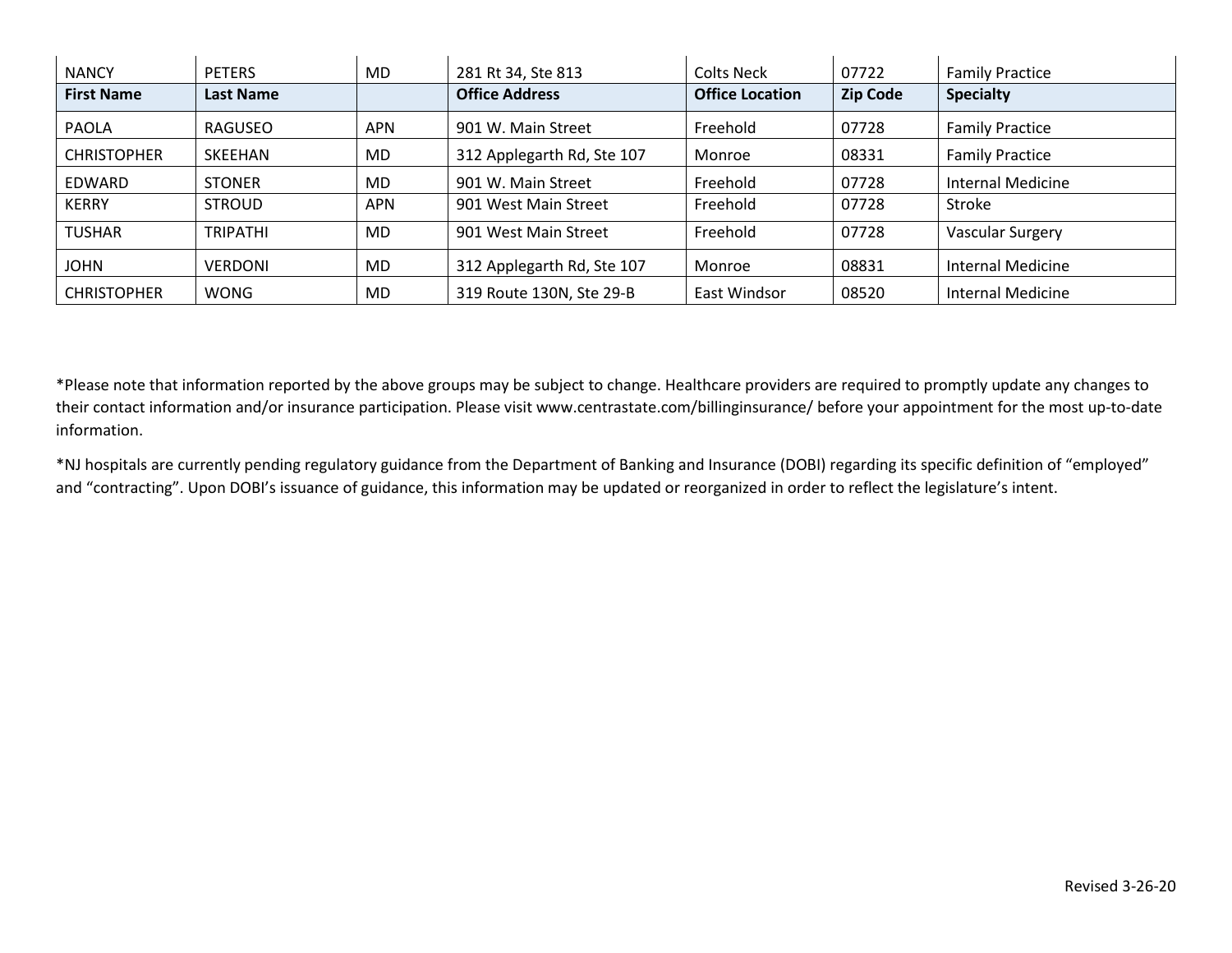| | | | | | | |
|---|---|---|---|---|---|---|
| NANCY | PETERS | MD | 281 Rt 34, Ste 813 | Colts Neck | 07722 | Family Practice |
| **First Name** | **Last Name** | | **Office Address** | **Office Location** | **Zip Code** | **Specialty** |
| PAOLA | RAGUSEO | APN | 901 W. Main Street | Freehold | 07728 | Family Practice |
| CHRISTOPHER | SKEEHAN | MD | 312 Applegarth Rd, Ste 107 | Monroe | 08331 | Family Practice |
| EDWARD | STONER | MD | 901 W. Main Street | Freehold | 07728 | Internal Medicine |
| KERRY | STROUD | APN | 901 West Main Street | Freehold | 07728 | Stroke |
| TUSHAR | TRIPATHI | MD | 901 West Main Street | Freehold | 07728 | Vascular Surgery |
| JOHN | VERDONI | MD | 312 Applegarth Rd, Ste 107 | Monroe | 08831 | Internal Medicine |
| CHRISTOPHER | WONG | MD | 319 Route 130N, Ste 29-B | East Windsor | 08520 | Internal Medicine |

*Please note that information reported by the above groups may be subject to change. Healthcare providers are required to promptly update any changes to their contact information and/or insurance participation. Please visit www.centrastate.com/billinginsurance/ before your appointment for the most up-to-date information.

*NJ hospitals are currently pending regulatory guidance from the Department of Banking and Insurance (DOBI) regarding its specific definition of "employed" and "contracting". Upon DOBI's issuance of guidance, this information may be updated or reorganized in order to reflect the legislature's intent.

Revised 3-26-20